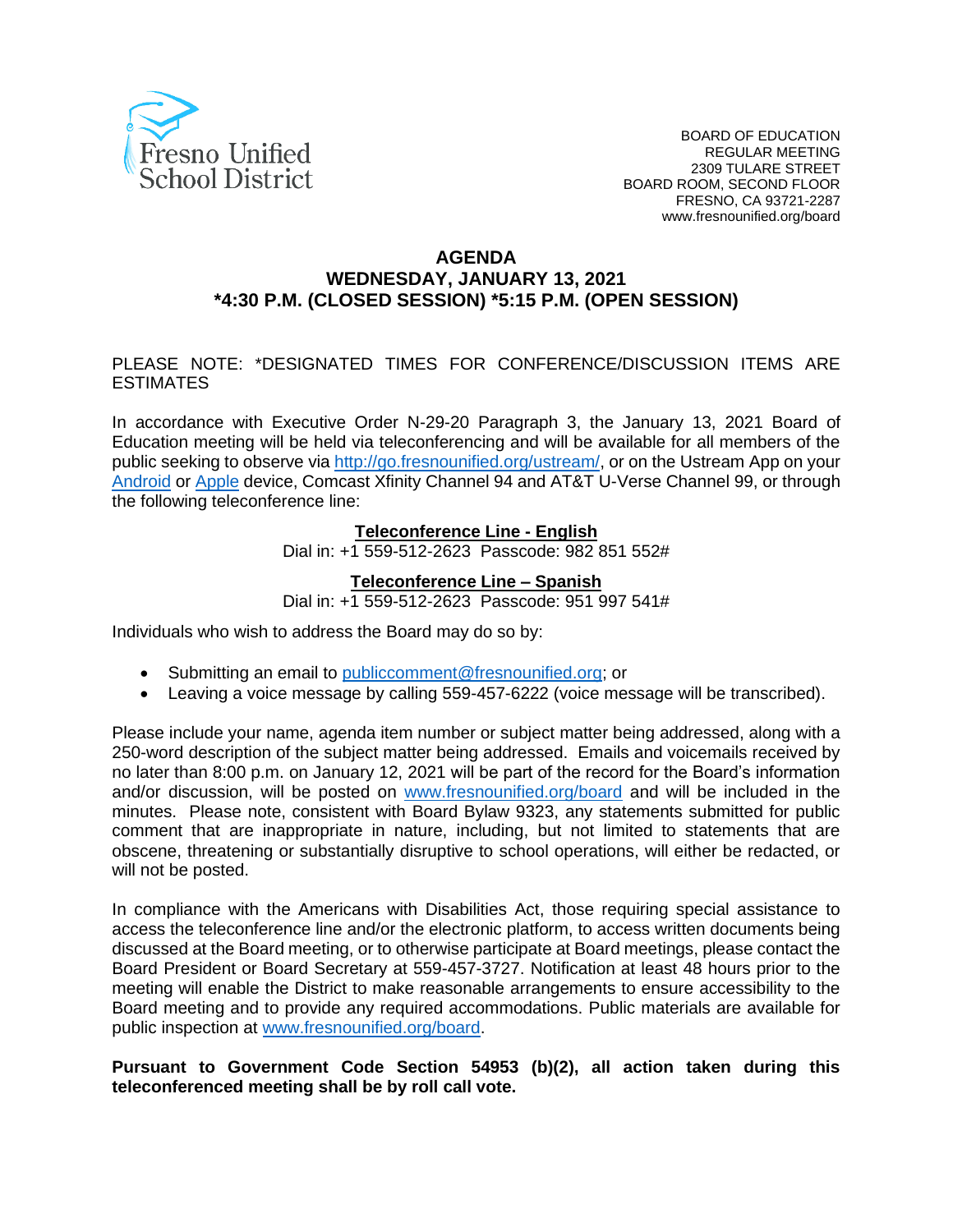Fresno Unified School District

BOARD OF EDUCATION
REGULAR MEETING
2309 TULARE STREET
BOARD ROOM, SECOND FLOOR
FRESNO, CA 93721-2287
www.fresnounified.org/board

# AGENDA
## WEDNESDAY, JANUARY 13, 2021
## *4:30 P.M. (CLOSED SESSION) *5:15 P.M. (OPEN SESSION)

PLEASE NOTE: *DESIGNATED TIMES FOR CONFERENCE/DISCUSSION ITEMS ARE ESTIMATES

In accordance with Executive Order N-29-20 Paragraph 3, the January 13, 2021 Board of Education meeting will be held via teleconferencing and will be available for all members of the public seeking to observe via http://go.fresnounified.org/ustream/, or on the Ustream App on your Android or Apple device, Comcast Xfinity Channel 94 and AT&T U-Verse Channel 99, or through the following teleconference line:

**Teleconference Line - English**
Dial in: +1 559-512-2623 Passcode: 982 851 552#

**Teleconference Line – Spanish**
Dial in: +1 559-512-2623 Passcode: 951 997 541#

Individuals who wish to address the Board may do so by:

- Submitting an email to publiccomment@fresnounified.org; or
- Leaving a voice message by calling 559-457-6222 (voice message will be transcribed).

Please include your name, agenda item number or subject matter being addressed, along with a 250-word description of the subject matter being addressed. Emails and voicemails received by no later than 8:00 p.m. on January 12, 2021 will be part of the record for the Board's information and/or discussion, will be posted on www.fresnounified.org/board and will be included in the minutes. Please note, consistent with Board Bylaw 9323, any statements submitted for public comment that are inappropriate in nature, including, but not limited to statements that are obscene, threatening or substantially disruptive to school operations, will either be redacted, or will not be posted.

In compliance with the Americans with Disabilities Act, those requiring special assistance to access the teleconference line and/or the electronic platform, to access written documents being discussed at the Board meeting, or to otherwise participate at Board meetings, please contact the Board President or Board Secretary at 559-457-3727. Notification at least 48 hours prior to the meeting will enable the District to make reasonable arrangements to ensure accessibility to the Board meeting and to provide any required accommodations. Public materials are available for public inspection at www.fresnounified.org/board.

**Pursuant to Government Code Section 54953 (b)(2), all action taken during this teleconferenced meeting shall be by roll call vote.**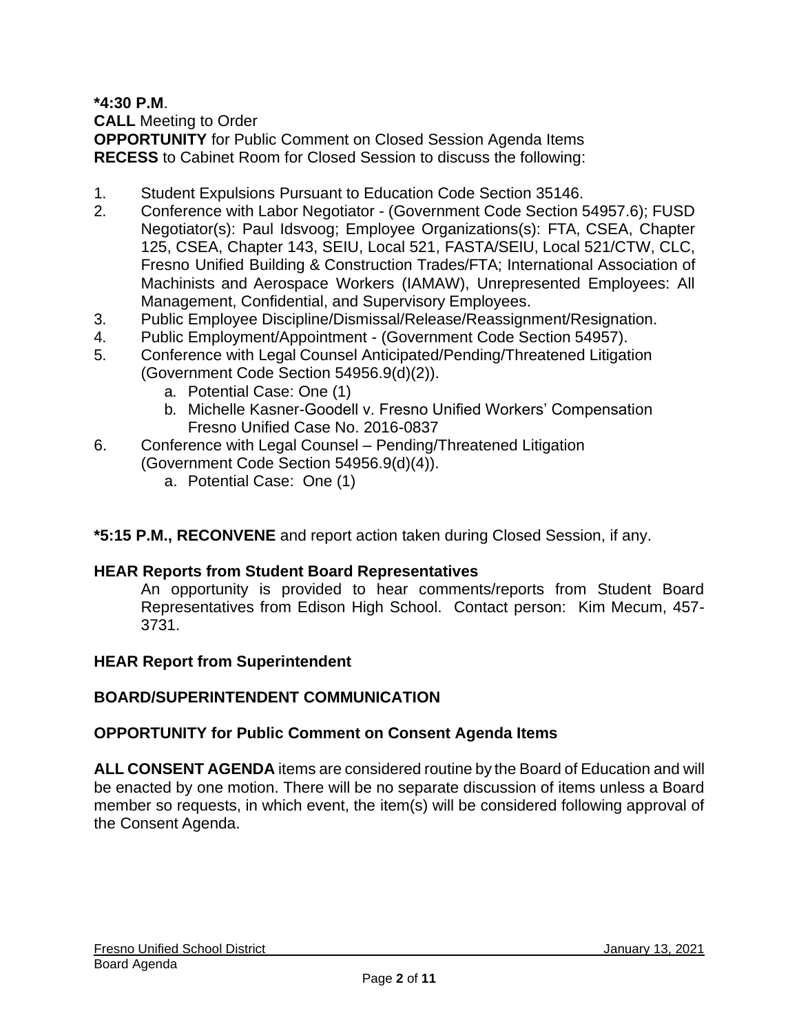**\*4:30 P.M**.
**CALL** Meeting to Order
**OPPORTUNITY** for Public Comment on Closed Session Agenda Items
**RECESS** to Cabinet Room for Closed Session to discuss the following:

1. Student Expulsions Pursuant to Education Code Section 35146.
2. Conference with Labor Negotiator - (Government Code Section 54957.6); FUSD Negotiator(s): Paul Idsvoog; Employee Organizations(s): FTA, CSEA, Chapter 125, CSEA, Chapter 143, SEIU, Local 521, FASTA/SEIU, Local 521/CTW, CLC, Fresno Unified Building & Construction Trades/FTA; International Association of Machinists and Aerospace Workers (IAMAW), Unrepresented Employees: All Management, Confidential, and Supervisory Employees.
3. Public Employee Discipline/Dismissal/Release/Reassignment/Resignation.
4. Public Employment/Appointment - (Government Code Section 54957).
5. Conference with Legal Counsel Anticipated/Pending/Threatened Litigation (Government Code Section 54956.9(d)(2)).
   a. Potential Case: One (1)
   b. Michelle Kasner-Goodell v. Fresno Unified Workers' Compensation Fresno Unified Case No. 2016-0837
6. Conference with Legal Counsel – Pending/Threatened Litigation (Government Code Section 54956.9(d)(4)).
   a. Potential Case: One (1)

**\*5:15 P.M., RECONVENE** and report action taken during Closed Session, if any.

**HEAR Reports from Student Board Representatives**

An opportunity is provided to hear comments/reports from Student Board Representatives from Edison High School. Contact person: Kim Mecum, 457-3731.

**HEAR Report from Superintendent**

**BOARD/SUPERINTENDENT COMMUNICATION**

**OPPORTUNITY for Public Comment on Consent Agenda Items**

**ALL CONSENT AGENDA** items are considered routine by the Board of Education and will be enacted by one motion. There will be no separate discussion of items unless a Board member so requests, in which event, the item(s) will be considered following approval of the Consent Agenda.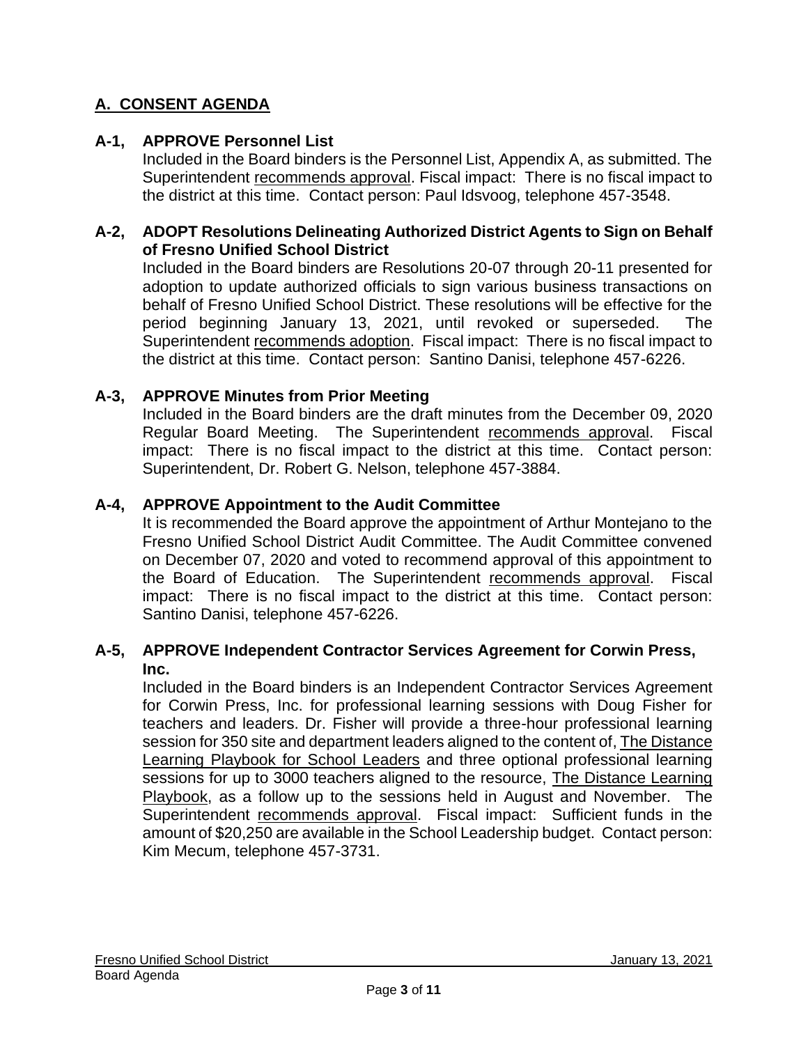## A. CONSENT AGENDA

### A-1, APPROVE Personnel List

Included in the Board binders is the Personnel List, Appendix A, as submitted. The Superintendent recommends approval. Fiscal impact: There is no fiscal impact to the district at this time. Contact person: Paul Idsvoog, telephone 457-3548.

### A-2, ADOPT Resolutions Delineating Authorized District Agents to Sign on Behalf of Fresno Unified School District

Included in the Board binders are Resolutions 20-07 through 20-11 presented for adoption to update authorized officials to sign various business transactions on behalf of Fresno Unified School District. These resolutions will be effective for the period beginning January 13, 2021, until revoked or superseded. The Superintendent recommends adoption. Fiscal impact: There is no fiscal impact to the district at this time. Contact person: Santino Danisi, telephone 457-6226.

### A-3, APPROVE Minutes from Prior Meeting

Included in the Board binders are the draft minutes from the December 09, 2020 Regular Board Meeting. The Superintendent recommends approval. Fiscal impact: There is no fiscal impact to the district at this time. Contact person: Superintendent, Dr. Robert G. Nelson, telephone 457-3884.

### A-4, APPROVE Appointment to the Audit Committee

It is recommended the Board approve the appointment of Arthur Montejano to the Fresno Unified School District Audit Committee. The Audit Committee convened on December 07, 2020 and voted to recommend approval of this appointment to the Board of Education. The Superintendent recommends approval. Fiscal impact: There is no fiscal impact to the district at this time. Contact person: Santino Danisi, telephone 457-6226.

### A-5, APPROVE Independent Contractor Services Agreement for Corwin Press, Inc.

Included in the Board binders is an Independent Contractor Services Agreement for Corwin Press, Inc. for professional learning sessions with Doug Fisher for teachers and leaders. Dr. Fisher will provide a three-hour professional learning session for 350 site and department leaders aligned to the content of, The Distance Learning Playbook for School Leaders and three optional professional learning sessions for up to 3000 teachers aligned to the resource, The Distance Learning Playbook, as a follow up to the sessions held in August and November. The Superintendent recommends approval. Fiscal impact: Sufficient funds in the amount of $20,250 are available in the School Leadership budget. Contact person: Kim Mecum, telephone 457-3731.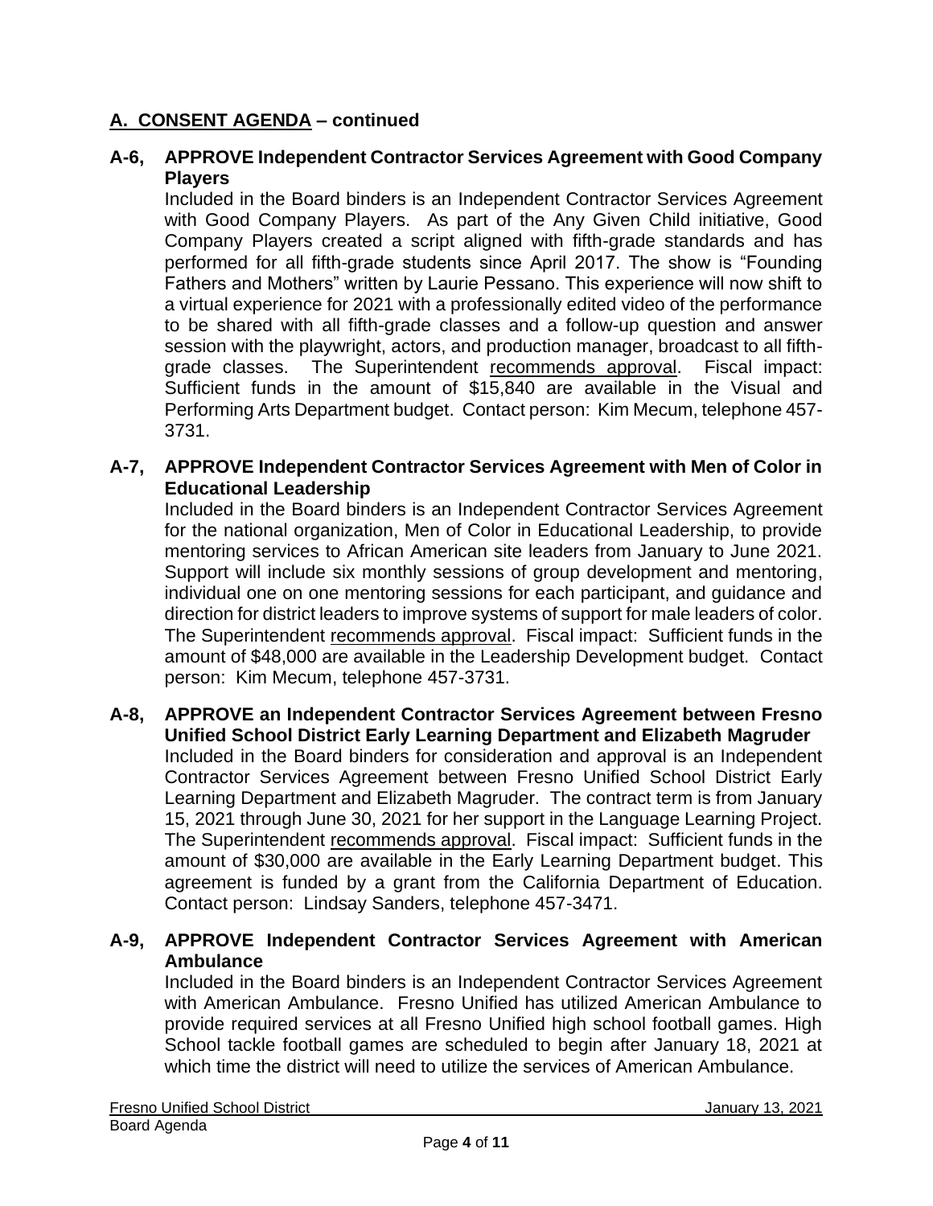## <u>A. CONSENT AGENDA</u> – continued

**A-6, APPROVE Independent Contractor Services Agreement with Good Company Players**

Included in the Board binders is an Independent Contractor Services Agreement with Good Company Players. As part of the Any Given Child initiative, Good Company Players created a script aligned with fifth-grade standards and has performed for all fifth-grade students since April 2017. The show is "Founding Fathers and Mothers" written by Laurie Pessano. This experience will now shift to a virtual experience for 2021 with a professionally edited video of the performance to be shared with all fifth-grade classes and a follow-up question and answer session with the playwright, actors, and production manager, broadcast to all fifth-grade classes. The Superintendent <u>recommends approval</u>. Fiscal impact: Sufficient funds in the amount of $15,840 are available in the Visual and Performing Arts Department budget. Contact person: Kim Mecum, telephone 457-3731.

**A-7, APPROVE Independent Contractor Services Agreement with Men of Color in Educational Leadership**

Included in the Board binders is an Independent Contractor Services Agreement for the national organization, Men of Color in Educational Leadership, to provide mentoring services to African American site leaders from January to June 2021. Support will include six monthly sessions of group development and mentoring, individual one on one mentoring sessions for each participant, and guidance and direction for district leaders to improve systems of support for male leaders of color. The Superintendent <u>recommends approval</u>. Fiscal impact: Sufficient funds in the amount of $48,000 are available in the Leadership Development budget. Contact person: Kim Mecum, telephone 457-3731.

**A-8, APPROVE an Independent Contractor Services Agreement between Fresno Unified School District Early Learning Department and Elizabeth Magruder**

Included in the Board binders for consideration and approval is an Independent Contractor Services Agreement between Fresno Unified School District Early Learning Department and Elizabeth Magruder. The contract term is from January 15, 2021 through June 30, 2021 for her support in the Language Learning Project. The Superintendent <u>recommends approval</u>. Fiscal impact: Sufficient funds in the amount of $30,000 are available in the Early Learning Department budget. This agreement is funded by a grant from the California Department of Education. Contact person: Lindsay Sanders, telephone 457-3471.

**A-9, APPROVE Independent Contractor Services Agreement with American Ambulance**

Included in the Board binders is an Independent Contractor Services Agreement with American Ambulance. Fresno Unified has utilized American Ambulance to provide required services at all Fresno Unified high school football games. High School tackle football games are scheduled to begin after January 18, 2021 at which time the district will need to utilize the services of American Ambulance.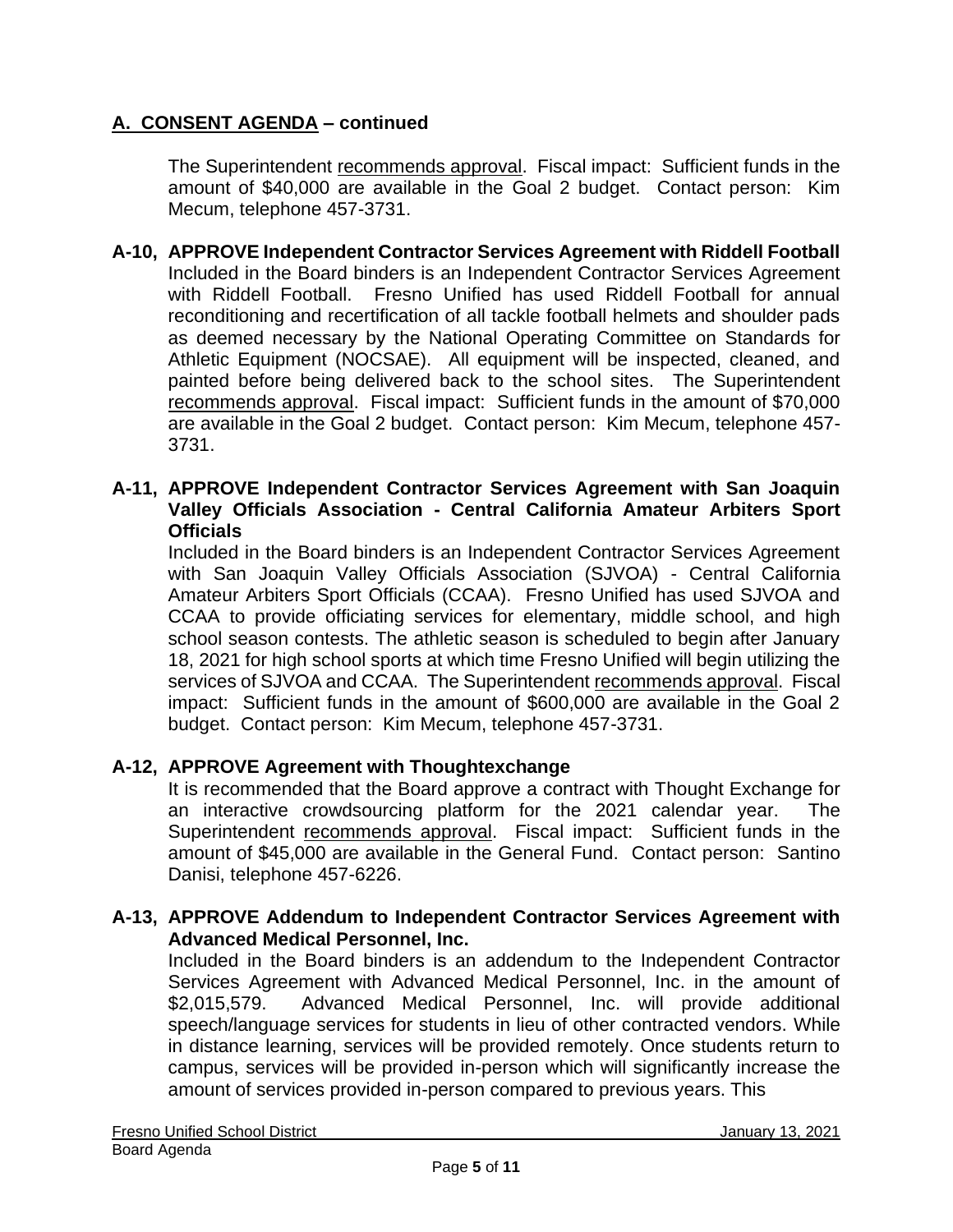## A. CONSENT AGENDA – continued

The Superintendent recommends approval. Fiscal impact: Sufficient funds in the amount of $40,000 are available in the Goal 2 budget. Contact person: Kim Mecum, telephone 457-3731.

**A-10, APPROVE Independent Contractor Services Agreement with Riddell Football**
Included in the Board binders is an Independent Contractor Services Agreement with Riddell Football. Fresno Unified has used Riddell Football for annual reconditioning and recertification of all tackle football helmets and shoulder pads as deemed necessary by the National Operating Committee on Standards for Athletic Equipment (NOCSAE). All equipment will be inspected, cleaned, and painted before being delivered back to the school sites. The Superintendent recommends approval. Fiscal impact: Sufficient funds in the amount of $70,000 are available in the Goal 2 budget. Contact person: Kim Mecum, telephone 457-3731.

**A-11, APPROVE Independent Contractor Services Agreement with San Joaquin Valley Officials Association - Central California Amateur Arbiters Sport Officials**
Included in the Board binders is an Independent Contractor Services Agreement with San Joaquin Valley Officials Association (SJVOA) - Central California Amateur Arbiters Sport Officials (CCAA). Fresno Unified has used SJVOA and CCAA to provide officiating services for elementary, middle school, and high school season contests. The athletic season is scheduled to begin after January 18, 2021 for high school sports at which time Fresno Unified will begin utilizing the services of SJVOA and CCAA. The Superintendent recommends approval. Fiscal impact: Sufficient funds in the amount of $600,000 are available in the Goal 2 budget. Contact person: Kim Mecum, telephone 457-3731.

**A-12, APPROVE Agreement with Thoughtexchange**
It is recommended that the Board approve a contract with Thought Exchange for an interactive crowdsourcing platform for the 2021 calendar year. The Superintendent recommends approval. Fiscal impact: Sufficient funds in the amount of $45,000 are available in the General Fund. Contact person: Santino Danisi, telephone 457-6226.

**A-13, APPROVE Addendum to Independent Contractor Services Agreement with Advanced Medical Personnel, Inc.**
Included in the Board binders is an addendum to the Independent Contractor Services Agreement with Advanced Medical Personnel, Inc. in the amount of $2,015,579. Advanced Medical Personnel, Inc. will provide additional speech/language services for students in lieu of other contracted vendors. While in distance learning, services will be provided remotely. Once students return to campus, services will be provided in-person which will significantly increase the amount of services provided in-person compared to previous years. This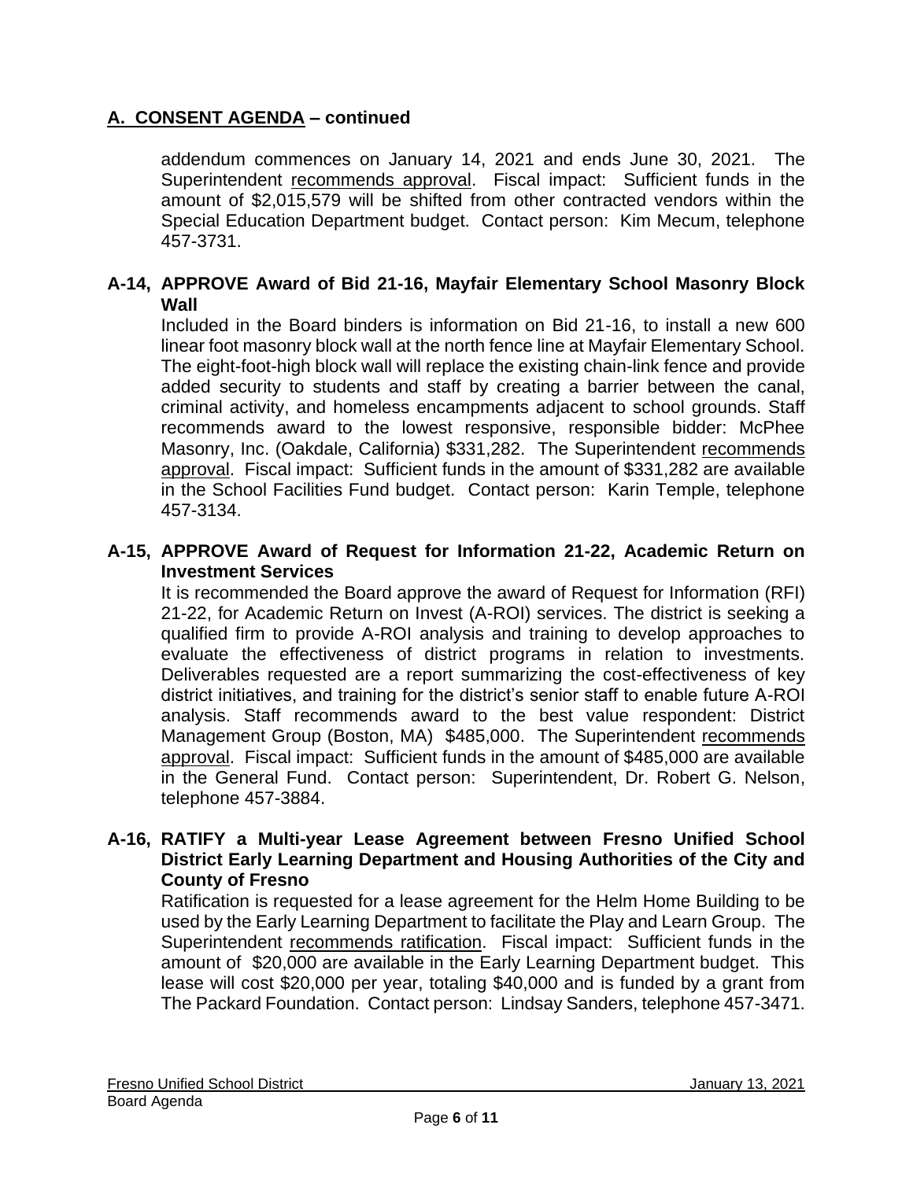## A. CONSENT AGENDA – continued

addendum commences on January 14, 2021 and ends June 30, 2021. The Superintendent recommends approval. Fiscal impact: Sufficient funds in the amount of $2,015,579 will be shifted from other contracted vendors within the Special Education Department budget. Contact person: Kim Mecum, telephone 457-3731.

### A-14, APPROVE Award of Bid 21-16, Mayfair Elementary School Masonry Block Wall

Included in the Board binders is information on Bid 21-16, to install a new 600 linear foot masonry block wall at the north fence line at Mayfair Elementary School. The eight-foot-high block wall will replace the existing chain-link fence and provide added security to students and staff by creating a barrier between the canal, criminal activity, and homeless encampments adjacent to school grounds. Staff recommends award to the lowest responsive, responsible bidder: McPhee Masonry, Inc. (Oakdale, California) $331,282. The Superintendent recommends approval. Fiscal impact: Sufficient funds in the amount of $331,282 are available in the School Facilities Fund budget. Contact person: Karin Temple, telephone 457-3134.

### A-15, APPROVE Award of Request for Information 21-22, Academic Return on Investment Services

It is recommended the Board approve the award of Request for Information (RFI) 21-22, for Academic Return on Invest (A-ROI) services. The district is seeking a qualified firm to provide A-ROI analysis and training to develop approaches to evaluate the effectiveness of district programs in relation to investments. Deliverables requested are a report summarizing the cost-effectiveness of key district initiatives, and training for the district's senior staff to enable future A-ROI analysis. Staff recommends award to the best value respondent: District Management Group (Boston, MA) $485,000. The Superintendent recommends approval. Fiscal impact: Sufficient funds in the amount of $485,000 are available in the General Fund. Contact person: Superintendent, Dr. Robert G. Nelson, telephone 457-3884.

### A-16, RATIFY a Multi-year Lease Agreement between Fresno Unified School District Early Learning Department and Housing Authorities of the City and County of Fresno

Ratification is requested for a lease agreement for the Helm Home Building to be used by the Early Learning Department to facilitate the Play and Learn Group. The Superintendent recommends ratification. Fiscal impact: Sufficient funds in the amount of $20,000 are available in the Early Learning Department budget. This lease will cost $20,000 per year, totaling $40,000 and is funded by a grant from The Packard Foundation. Contact person: Lindsay Sanders, telephone 457-3471.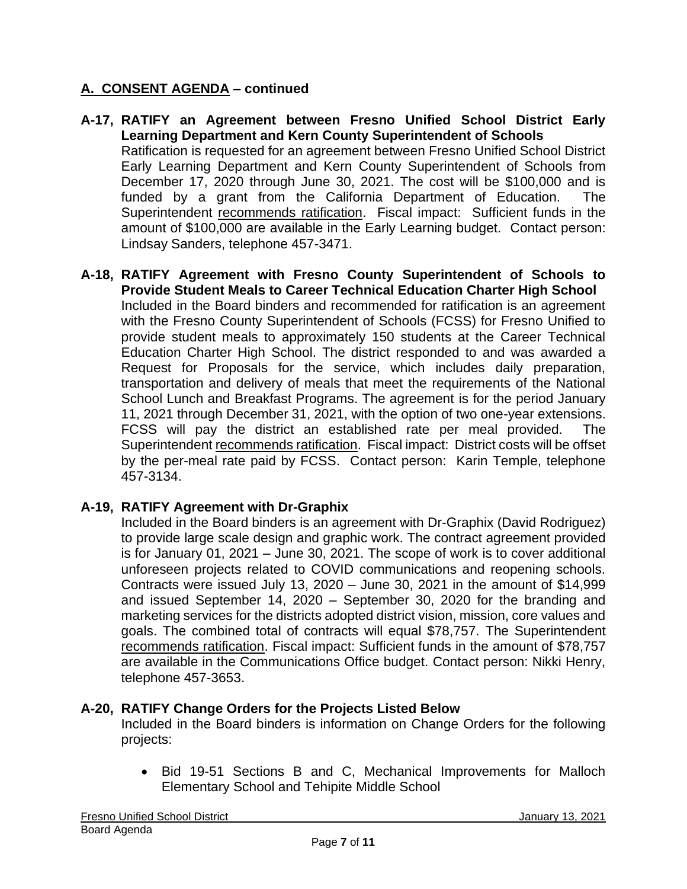## A. CONSENT AGENDA – continued

**A-17, RATIFY an Agreement between Fresno Unified School District Early Learning Department and Kern County Superintendent of Schools**

Ratification is requested for an agreement between Fresno Unified School District Early Learning Department and Kern County Superintendent of Schools from December 17, 2020 through June 30, 2021. The cost will be $100,000 and is funded by a grant from the California Department of Education. The Superintendent recommends ratification. Fiscal impact: Sufficient funds in the amount of $100,000 are available in the Early Learning budget. Contact person: Lindsay Sanders, telephone 457-3471.

**A-18, RATIFY Agreement with Fresno County Superintendent of Schools to Provide Student Meals to Career Technical Education Charter High School**

Included in the Board binders and recommended for ratification is an agreement with the Fresno County Superintendent of Schools (FCSS) for Fresno Unified to provide student meals to approximately 150 students at the Career Technical Education Charter High School. The district responded to and was awarded a Request for Proposals for the service, which includes daily preparation, transportation and delivery of meals that meet the requirements of the National School Lunch and Breakfast Programs. The agreement is for the period January 11, 2021 through December 31, 2021, with the option of two one-year extensions. FCSS will pay the district an established rate per meal provided. The Superintendent recommends ratification. Fiscal impact: District costs will be offset by the per-meal rate paid by FCSS. Contact person: Karin Temple, telephone 457-3134.

**A-19, RATIFY Agreement with Dr-Graphix**

Included in the Board binders is an agreement with Dr-Graphix (David Rodriguez) to provide large scale design and graphic work. The contract agreement provided is for January 01, 2021 – June 30, 2021. The scope of work is to cover additional unforeseen projects related to COVID communications and reopening schools. Contracts were issued July 13, 2020 – June 30, 2021 in the amount of $14,999 and issued September 14, 2020 – September 30, 2020 for the branding and marketing services for the districts adopted district vision, mission, core values and goals. The combined total of contracts will equal $78,757. The Superintendent recommends ratification. Fiscal impact: Sufficient funds in the amount of $78,757 are available in the Communications Office budget. Contact person: Nikki Henry, telephone 457-3653.

**A-20, RATIFY Change Orders for the Projects Listed Below**

Included in the Board binders is information on Change Orders for the following projects:

- Bid 19-51 Sections B and C, Mechanical Improvements for Malloch Elementary School and Tehipite Middle School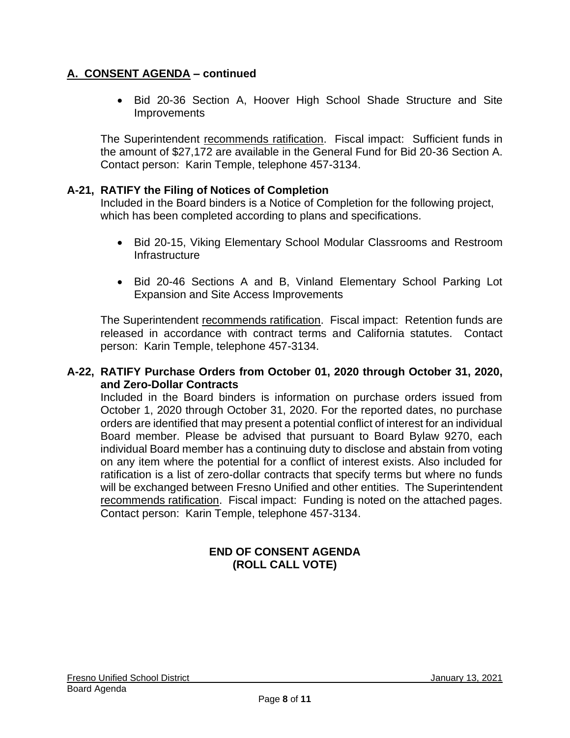## A. CONSENT AGENDA – continued

- Bid 20-36 Section A, Hoover High School Shade Structure and Site Improvements

The Superintendent recommends ratification. Fiscal impact: Sufficient funds in the amount of $27,172 are available in the General Fund for Bid 20-36 Section A. Contact person: Karin Temple, telephone 457-3134.

### A-21, RATIFY the Filing of Notices of Completion

Included in the Board binders is a Notice of Completion for the following project, which has been completed according to plans and specifications.

- Bid 20-15, Viking Elementary School Modular Classrooms and Restroom Infrastructure
- Bid 20-46 Sections A and B, Vinland Elementary School Parking Lot Expansion and Site Access Improvements

The Superintendent recommends ratification. Fiscal impact: Retention funds are released in accordance with contract terms and California statutes. Contact person: Karin Temple, telephone 457-3134.

### A-22, RATIFY Purchase Orders from October 01, 2020 through October 31, 2020, and Zero-Dollar Contracts

Included in the Board binders is information on purchase orders issued from October 1, 2020 through October 31, 2020. For the reported dates, no purchase orders are identified that may present a potential conflict of interest for an individual Board member. Please be advised that pursuant to Board Bylaw 9270, each individual Board member has a continuing duty to disclose and abstain from voting on any item where the potential for a conflict of interest exists. Also included for ratification is a list of zero-dollar contracts that specify terms but where no funds will be exchanged between Fresno Unified and other entities. The Superintendent recommends ratification. Fiscal impact: Funding is noted on the attached pages. Contact person: Karin Temple, telephone 457-3134.

**END OF CONSENT AGENDA**
**(ROLL CALL VOTE)**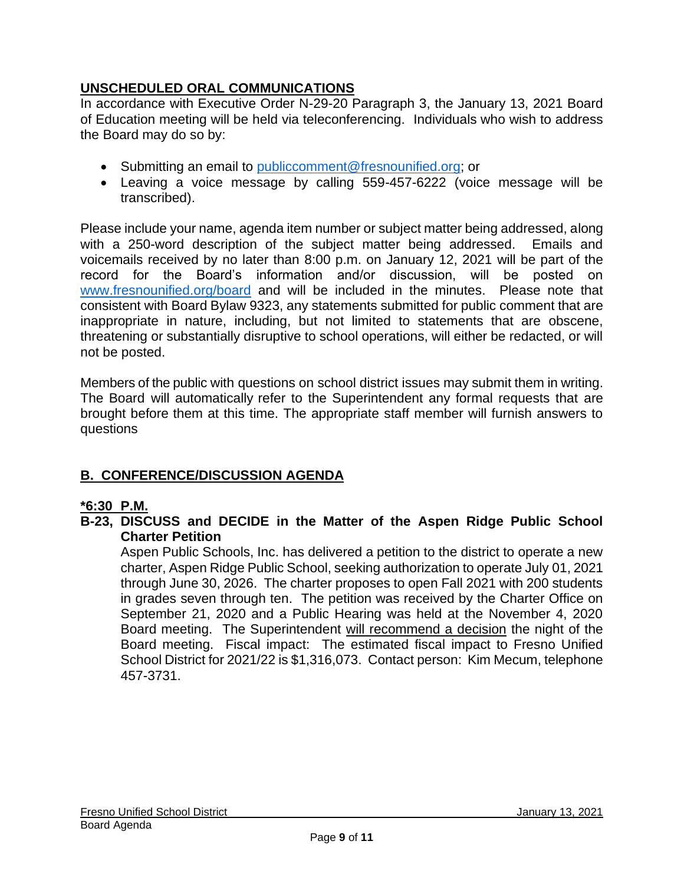## UNSCHEDULED ORAL COMMUNICATIONS

In accordance with Executive Order N-29-20 Paragraph 3, the January 13, 2021 Board of Education meeting will be held via teleconferencing. Individuals who wish to address the Board may do so by:

- Submitting an email to publiccomment@fresnounified.org; or
- Leaving a voice message by calling 559-457-6222 (voice message will be transcribed).

Please include your name, agenda item number or subject matter being addressed, along with a 250-word description of the subject matter being addressed. Emails and voicemails received by no later than 8:00 p.m. on January 12, 2021 will be part of the record for the Board's information and/or discussion, will be posted on www.fresnounified.org/board and will be included in the minutes. Please note that consistent with Board Bylaw 9323, any statements submitted for public comment that are inappropriate in nature, including, but not limited to statements that are obscene, threatening or substantially disruptive to school operations, will either be redacted, or will not be posted.

Members of the public with questions on school district issues may submit them in writing. The Board will automatically refer to the Superintendent any formal requests that are brought before them at this time. The appropriate staff member will furnish answers to questions

## B. CONFERENCE/DISCUSSION AGENDA

**\*6:30 P.M.**

**B-23, DISCUSS and DECIDE in the Matter of the Aspen Ridge Public School Charter Petition**

Aspen Public Schools, Inc. has delivered a petition to the district to operate a new charter, Aspen Ridge Public School, seeking authorization to operate July 01, 2021 through June 30, 2026. The charter proposes to open Fall 2021 with 200 students in grades seven through ten. The petition was received by the Charter Office on September 21, 2020 and a Public Hearing was held at the November 4, 2020 Board meeting. The Superintendent will recommend a decision the night of the Board meeting. Fiscal impact: The estimated fiscal impact to Fresno Unified School District for 2021/22 is $1,316,073. Contact person: Kim Mecum, telephone 457-3731.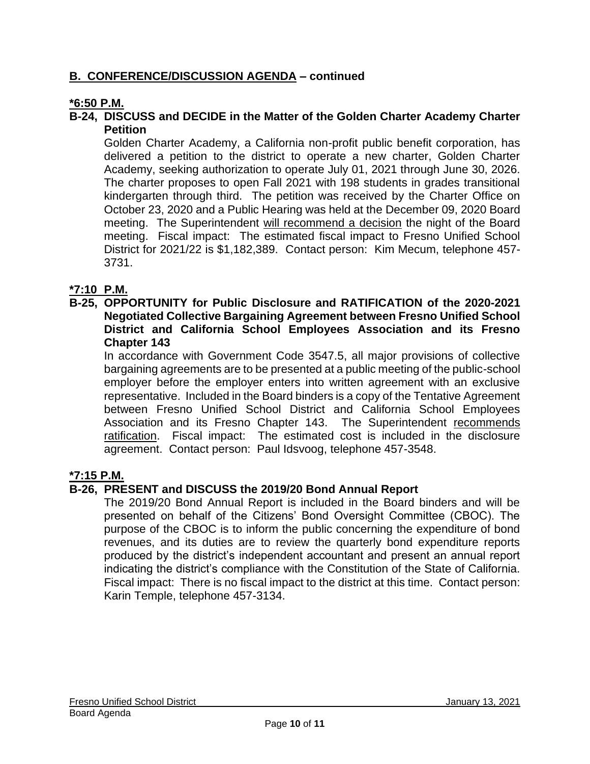## B. CONFERENCE/DISCUSSION AGENDA – continued

**\*6:50 P.M.**

**B-24, DISCUSS and DECIDE in the Matter of the Golden Charter Academy Charter Petition**

Golden Charter Academy, a California non-profit public benefit corporation, has delivered a petition to the district to operate a new charter, Golden Charter Academy, seeking authorization to operate July 01, 2021 through June 30, 2026. The charter proposes to open Fall 2021 with 198 students in grades transitional kindergarten through third. The petition was received by the Charter Office on October 23, 2020 and a Public Hearing was held at the December 09, 2020 Board meeting. The Superintendent will recommend a decision the night of the Board meeting. Fiscal impact: The estimated fiscal impact to Fresno Unified School District for 2021/22 is $1,182,389. Contact person: Kim Mecum, telephone 457-3731.

**\*7:10 P.M.**

**B-25, OPPORTUNITY for Public Disclosure and RATIFICATION of the 2020-2021 Negotiated Collective Bargaining Agreement between Fresno Unified School District and California School Employees Association and its Fresno Chapter 143**

In accordance with Government Code 3547.5, all major provisions of collective bargaining agreements are to be presented at a public meeting of the public-school employer before the employer enters into written agreement with an exclusive representative. Included in the Board binders is a copy of the Tentative Agreement between Fresno Unified School District and California School Employees Association and its Fresno Chapter 143. The Superintendent recommends ratification. Fiscal impact: The estimated cost is included in the disclosure agreement. Contact person: Paul Idsvoog, telephone 457-3548.

**\*7:15 P.M.**

**B-26, PRESENT and DISCUSS the 2019/20 Bond Annual Report**

The 2019/20 Bond Annual Report is included in the Board binders and will be presented on behalf of the Citizens' Bond Oversight Committee (CBOC). The purpose of the CBOC is to inform the public concerning the expenditure of bond revenues, and its duties are to review the quarterly bond expenditure reports produced by the district's independent accountant and present an annual report indicating the district's compliance with the Constitution of the State of California. Fiscal impact: There is no fiscal impact to the district at this time. Contact person: Karin Temple, telephone 457-3134.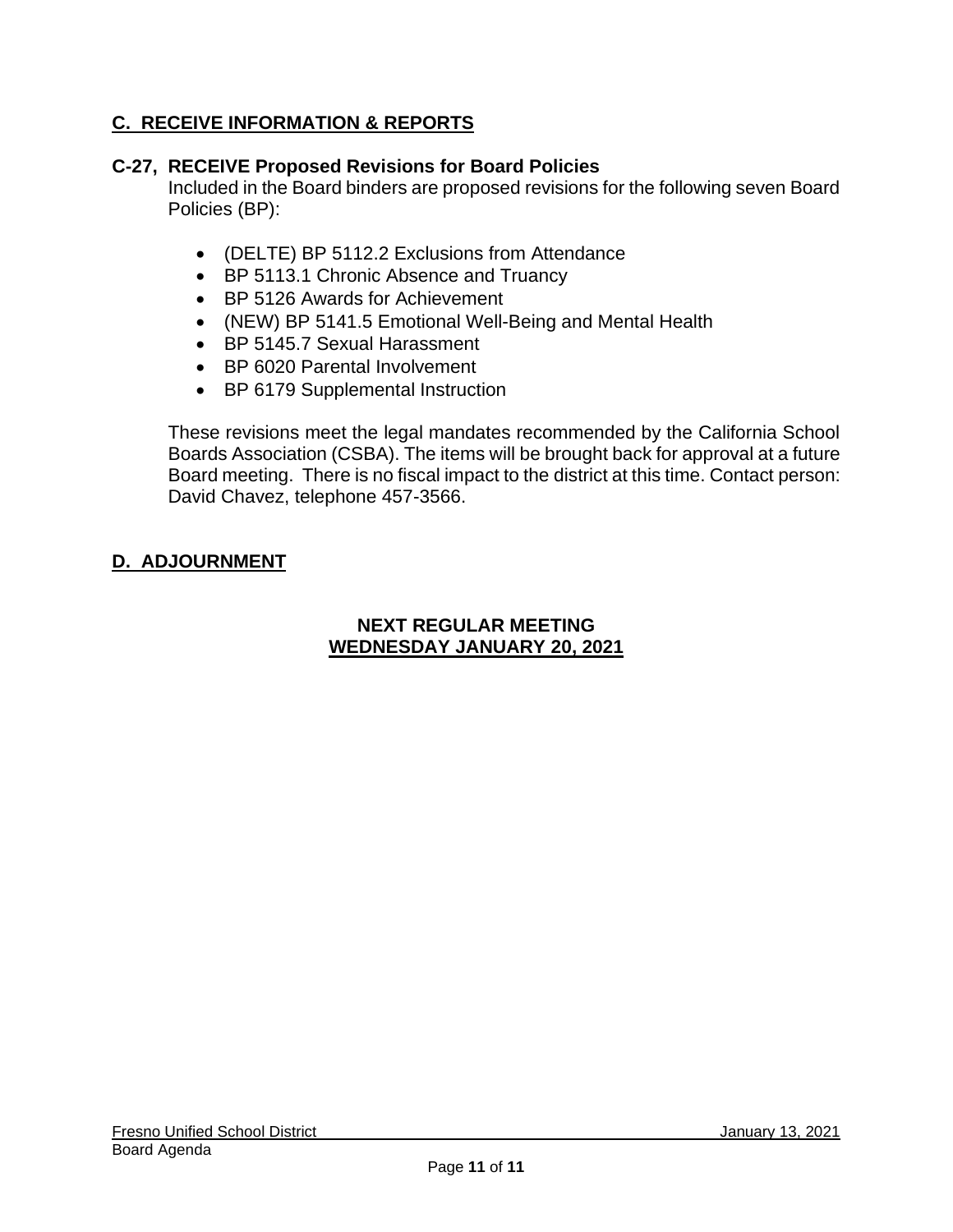## C. RECEIVE INFORMATION & REPORTS

### C-27, RECEIVE Proposed Revisions for Board Policies

Included in the Board binders are proposed revisions for the following seven Board Policies (BP):

- (DELTE) BP 5112.2 Exclusions from Attendance
- BP 5113.1 Chronic Absence and Truancy
- BP 5126 Awards for Achievement
- (NEW) BP 5141.5 Emotional Well-Being and Mental Health
- BP 5145.7 Sexual Harassment
- BP 6020 Parental Involvement
- BP 6179 Supplemental Instruction

These revisions meet the legal mandates recommended by the California School Boards Association (CSBA). The items will be brought back for approval at a future Board meeting. There is no fiscal impact to the district at this time. Contact person: David Chavez, telephone 457-3566.

## D. ADJOURNMENT

**NEXT REGULAR MEETING**
**WEDNESDAY JANUARY 20, 2021**